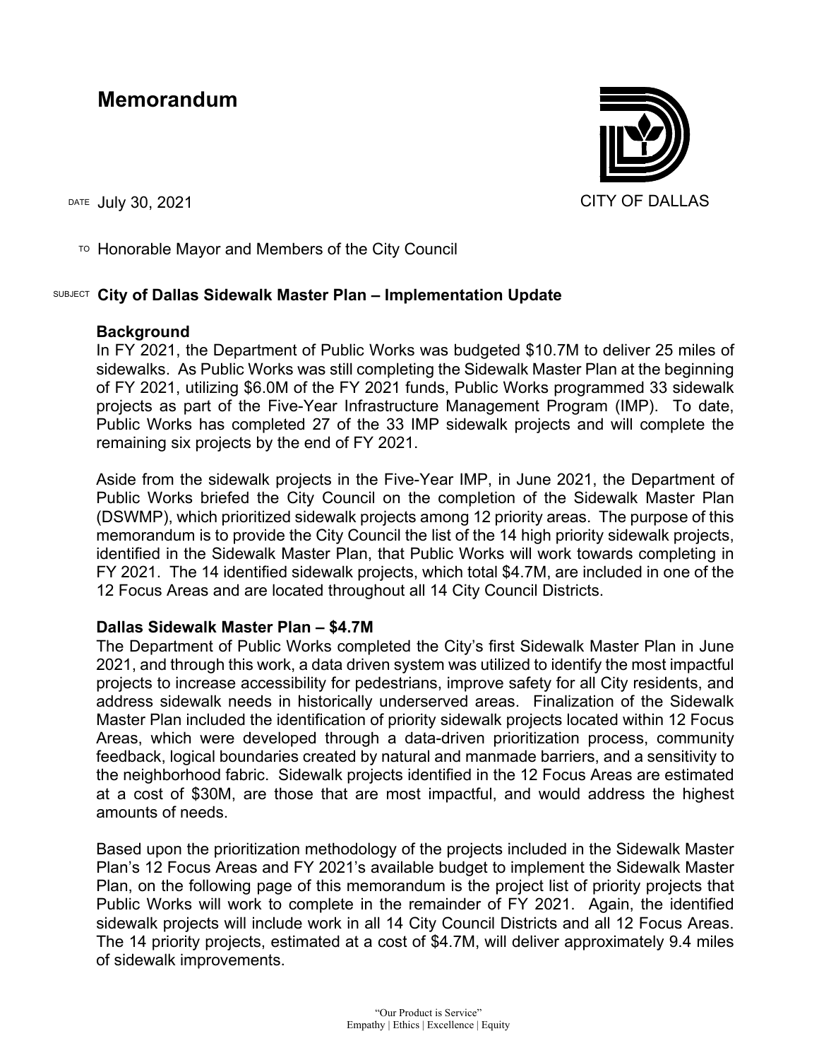# Memorandum

CITY OF DALLAS

DATE July 30, 2021

TO Honorable Mayor and Members of the City Council

SUBJECT **City of Dallas Sidewalk Master Plan – Implementation Update**

**Background**

In FY 2021, the Department of Public Works was budgeted $10.7M to deliver 25 miles of sidewalks. As Public Works was still completing the Sidewalk Master Plan at the beginning of FY 2021, utilizing $6.0M of the FY 2021 funds, Public Works programmed 33 sidewalk projects as part of the Five-Year Infrastructure Management Program (IMP). To date, Public Works has completed 27 of the 33 IMP sidewalk projects and will complete the remaining six projects by the end of FY 2021.

Aside from the sidewalk projects in the Five-Year IMP, in June 2021, the Department of Public Works briefed the City Council on the completion of the Sidewalk Master Plan (DSWMP), which prioritized sidewalk projects among 12 priority areas. The purpose of this memorandum is to provide the City Council the list of the 14 high priority sidewalk projects, identified in the Sidewalk Master Plan, that Public Works will work towards completing in FY 2021. The 14 identified sidewalk projects, which total $4.7M, are included in one of the 12 Focus Areas and are located throughout all 14 City Council Districts.

**Dallas Sidewalk Master Plan – $4.7M**

The Department of Public Works completed the City's first Sidewalk Master Plan in June 2021, and through this work, a data driven system was utilized to identify the most impactful projects to increase accessibility for pedestrians, improve safety for all City residents, and address sidewalk needs in historically underserved areas. Finalization of the Sidewalk Master Plan included the identification of priority sidewalk projects located within 12 Focus Areas, which were developed through a data-driven prioritization process, community feedback, logical boundaries created by natural and manmade barriers, and a sensitivity to the neighborhood fabric. Sidewalk projects identified in the 12 Focus Areas are estimated at a cost of $30M, are those that are most impactful, and would address the highest amounts of needs.

Based upon the prioritization methodology of the projects included in the Sidewalk Master Plan's 12 Focus Areas and FY 2021's available budget to implement the Sidewalk Master Plan, on the following page of this memorandum is the project list of priority projects that Public Works will work to complete in the remainder of FY 2021. Again, the identified sidewalk projects will include work in all 14 City Council Districts and all 12 Focus Areas. The 14 priority projects, estimated at a cost of $4.7M, will deliver approximately 9.4 miles of sidewalk improvements.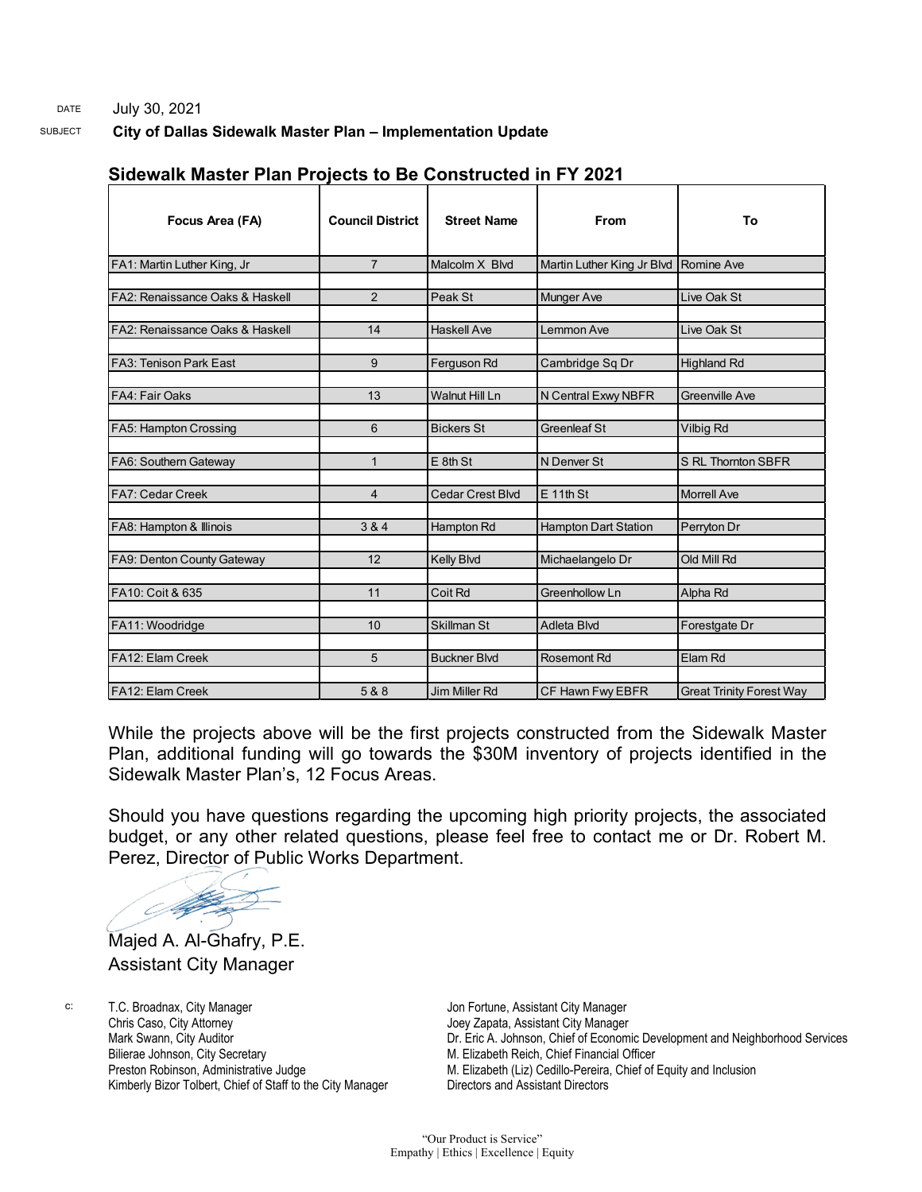DATE July 30, 2021

SUBJECT **City of Dallas Sidewalk Master Plan – Implementation Update**

## Sidewalk Master Plan Projects to Be Constructed in FY 2021

| Focus Area (FA) | Council District | Street Name | From | To |
|---|---|---|---|---|
| FA1: Martin Luther King, Jr | 7 | Malcolm X Blvd | Martin Luther King Jr Blvd | Romine Ave |
| FA2: Renaissance Oaks & Haskell | 2 | Peak St | Munger Ave | Live Oak St |
| FA2: Renaissance Oaks & Haskell | 14 | Haskell Ave | Lemmon Ave | Live Oak St |
| FA3: Tenison Park East | 9 | Ferguson Rd | Cambridge Sq Dr | Highland Rd |
| FA4: Fair Oaks | 13 | Walnut Hill Ln | N Central Exwy NBFR | Greenville Ave |
| FA5: Hampton Crossing | 6 | Bickers St | Greenleaf St | Vilbig Rd |
| FA6: Southern Gateway | 1 | E 8th St | N Denver St | S RL Thornton SBFR |
| FA7: Cedar Creek | 4 | Cedar Crest Blvd | E 11th St | Morrell Ave |
| FA8: Hampton & Illinois | 3 & 4 | Hampton Rd | Hampton Dart Station | Perryton Dr |
| FA9: Denton County Gateway | 12 | Kelly Blvd | Michaelangelo Dr | Old Mill Rd |
| FA10: Coit & 635 | 11 | Coit Rd | Greenhollow Ln | Alpha Rd |
| FA11: Woodridge | 10 | Skillman St | Adleta Blvd | Forestgate Dr |
| FA12: Elam Creek | 5 | Buckner Blvd | Rosemont Rd | Elam Rd |
| FA12: Elam Creek | 5 & 8 | Jim Miller Rd | CF Hawn Fwy EBFR | Great Trinity Forest Way |

While the projects above will be the first projects constructed from the Sidewalk Master Plan, additional funding will go towards the $30M inventory of projects identified in the Sidewalk Master Plan's, 12 Focus Areas.

Should you have questions regarding the upcoming high priority projects, the associated budget, or any other related questions, please feel free to contact me or Dr. Robert M. Perez, Director of Public Works Department.

Majed A. Al-Ghafry, P.E.
Assistant City Manager

c:
T.C. Broadnax, City Manager
Chris Caso, City Attorney
Mark Swann, City Auditor
Bilierae Johnson, City Secretary
Preston Robinson, Administrative Judge
Kimberly Bizor Tolbert, Chief of Staff to the City Manager
Jon Fortune, Assistant City Manager
Joey Zapata, Assistant City Manager
Dr. Eric A. Johnson, Chief of Economic Development and Neighborhood Services
M. Elizabeth Reich, Chief Financial Officer
M. Elizabeth (Liz) Cedillo-Pereira, Chief of Equity and Inclusion
Directors and Assistant Directors

"Our Product is Service"
Empathy | Ethics | Excellence | Equity